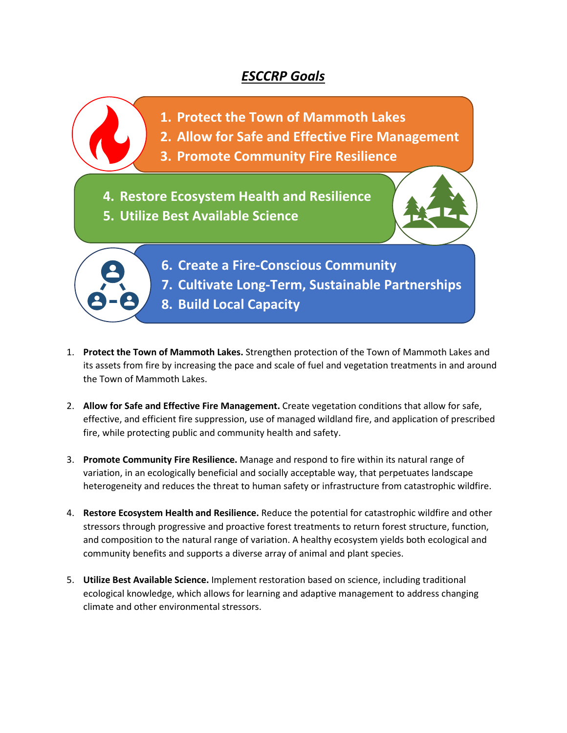# ***ESCCRP Goals***

1. Protect the Town of Mammoth Lakes
2. Allow for Safe and Effective Fire Management
3. Promote Community Fire Resilience

4. Restore Ecosystem Health and Resilience
5. Utilize Best Available Science

6. Create a Fire-Conscious Community
7. Cultivate Long-Term, Sustainable Partnerships
8. Build Local Capacity

1. **Protect the Town of Mammoth Lakes.** Strengthen protection of the Town of Mammoth Lakes and its assets from fire by increasing the pace and scale of fuel and vegetation treatments in and around the Town of Mammoth Lakes.

2. **Allow for Safe and Effective Fire Management.** Create vegetation conditions that allow for safe, effective, and efficient fire suppression, use of managed wildland fire, and application of prescribed fire, while protecting public and community health and safety.

3. **Promote Community Fire Resilience.** Manage and respond to fire within its natural range of variation, in an ecologically beneficial and socially acceptable way, that perpetuates landscape heterogeneity and reduces the threat to human safety or infrastructure from catastrophic wildfire.

4. **Restore Ecosystem Health and Resilience.** Reduce the potential for catastrophic wildfire and other stressors through progressive and proactive forest treatments to return forest structure, function, and composition to the natural range of variation. A healthy ecosystem yields both ecological and community benefits and supports a diverse array of animal and plant species.

5. **Utilize Best Available Science.** Implement restoration based on science, including traditional ecological knowledge, which allows for learning and adaptive management to address changing climate and other environmental stressors.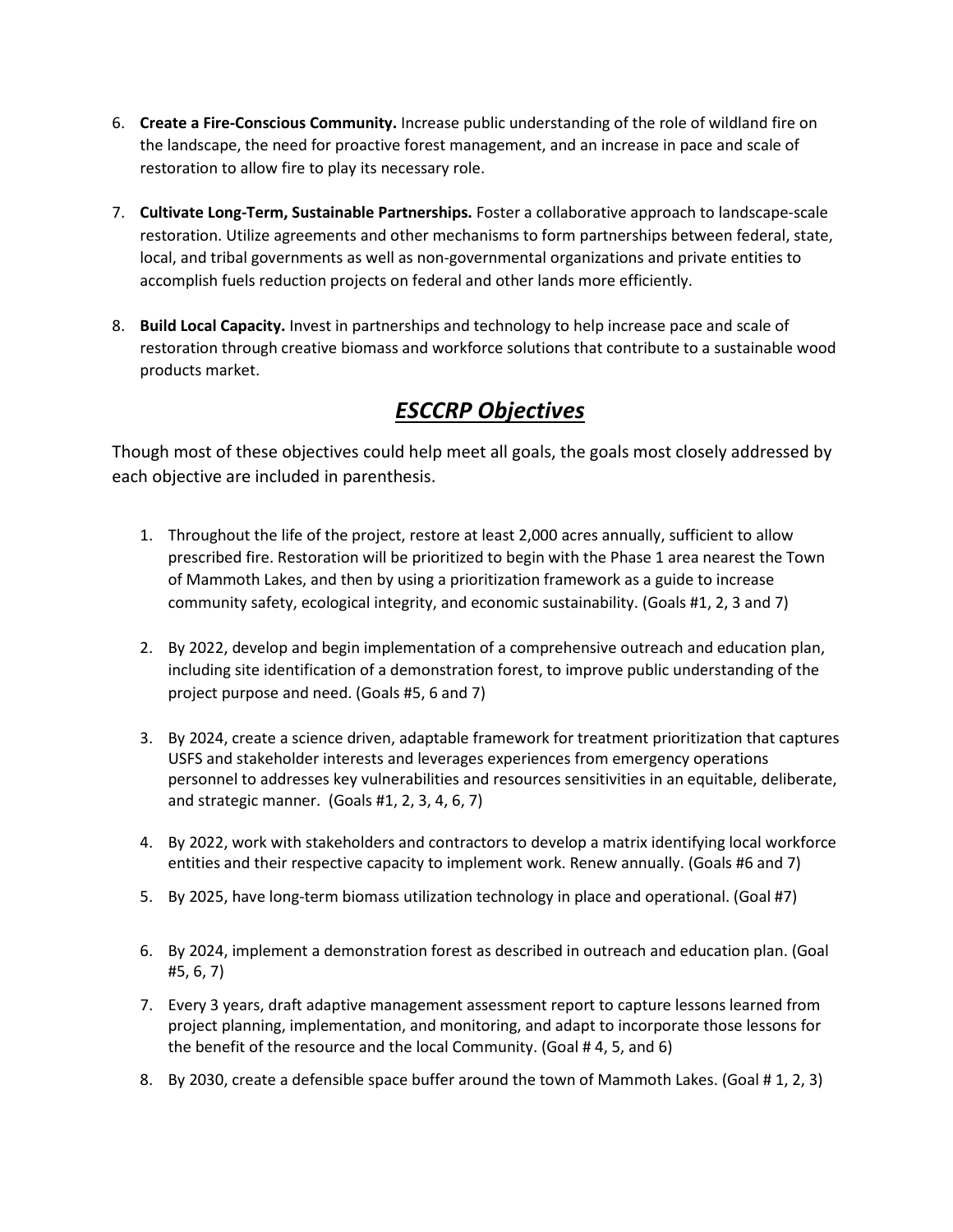6. **Create a Fire-Conscious Community.** Increase public understanding of the role of wildland fire on the landscape, the need for proactive forest management, and an increase in pace and scale of restoration to allow fire to play its necessary role.

7. **Cultivate Long-Term, Sustainable Partnerships.** Foster a collaborative approach to landscape-scale restoration. Utilize agreements and other mechanisms to form partnerships between federal, state, local, and tribal governments as well as non-governmental organizations and private entities to accomplish fuels reduction projects on federal and other lands more efficiently.

8. **Build Local Capacity.** Invest in partnerships and technology to help increase pace and scale of restoration through creative biomass and workforce solutions that contribute to a sustainable wood products market.

## ***ESCCRP Objectives***

Though most of these objectives could help meet all goals, the goals most closely addressed by each objective are included in parenthesis.

1. Throughout the life of the project, restore at least 2,000 acres annually, sufficient to allow prescribed fire. Restoration will be prioritized to begin with the Phase 1 area nearest the Town of Mammoth Lakes, and then by using a prioritization framework as a guide to increase community safety, ecological integrity, and economic sustainability. (Goals #1, 2, 3 and 7)

2. By 2022, develop and begin implementation of a comprehensive outreach and education plan, including site identification of a demonstration forest, to improve public understanding of the project purpose and need. (Goals #5, 6 and 7)

3. By 2024, create a science driven, adaptable framework for treatment prioritization that captures USFS and stakeholder interests and leverages experiences from emergency operations personnel to addresses key vulnerabilities and resources sensitivities in an equitable, deliberate, and strategic manner. (Goals #1, 2, 3, 4, 6, 7)

4. By 2022, work with stakeholders and contractors to develop a matrix identifying local workforce entities and their respective capacity to implement work. Renew annually. (Goals #6 and 7)

5. By 2025, have long-term biomass utilization technology in place and operational. (Goal #7)

6. By 2024, implement a demonstration forest as described in outreach and education plan. (Goal #5, 6, 7)

7. Every 3 years, draft adaptive management assessment report to capture lessons learned from project planning, implementation, and monitoring, and adapt to incorporate those lessons for the benefit of the resource and the local Community. (Goal # 4, 5, and 6)

8. By 2030, create a defensible space buffer around the town of Mammoth Lakes. (Goal # 1, 2, 3)